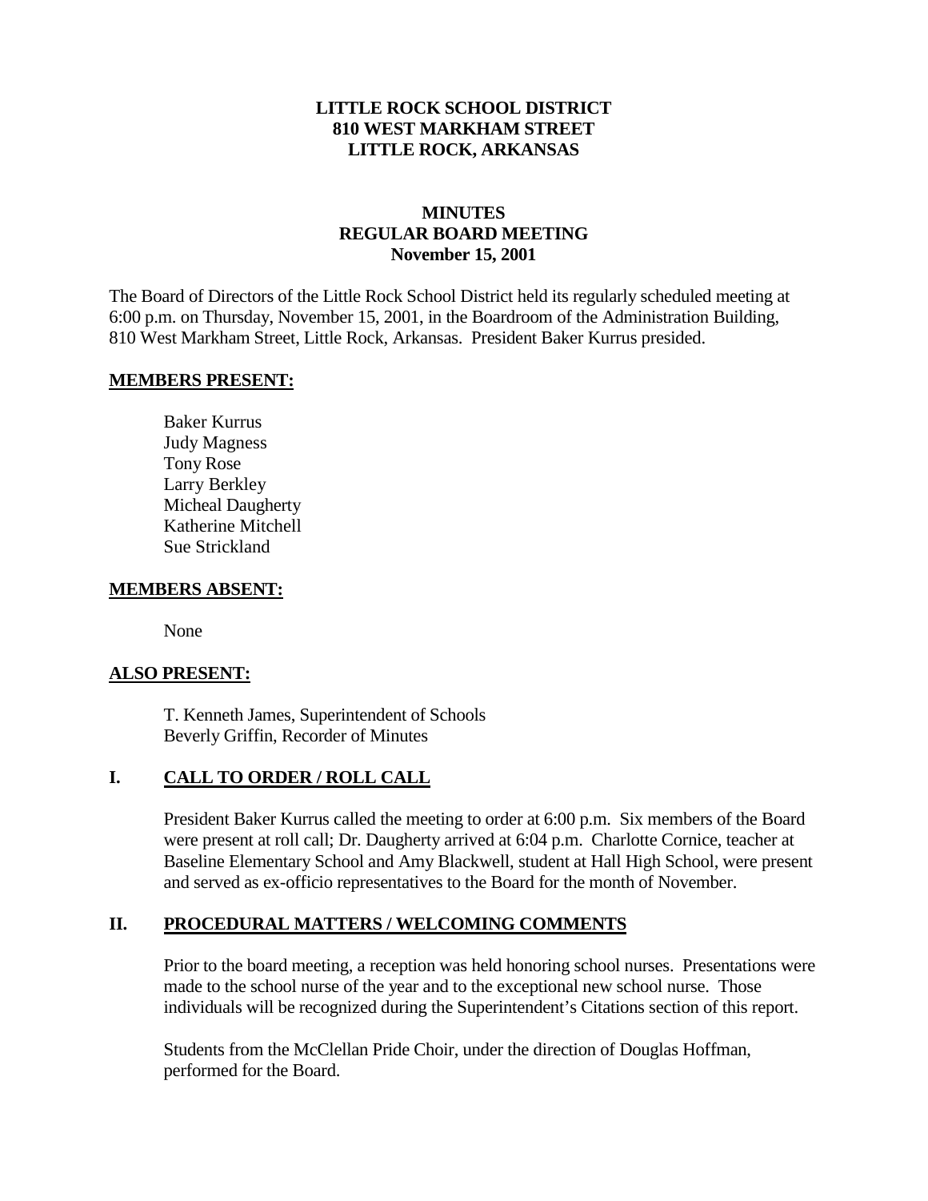**LITTLE ROCK SCHOOL DISTRICT**
**810 WEST MARKHAM STREET**
**LITTLE ROCK, ARKANSAS**

# MINUTES
## REGULAR BOARD MEETING
**November 15, 2001**

The Board of Directors of the Little Rock School District held its regularly scheduled meeting at 6:00 p.m. on Thursday, November 15, 2001, in the Boardroom of the Administration Building, 810 West Markham Street, Little Rock, Arkansas. President Baker Kurrus presided.

### MEMBERS PRESENT:

Baker Kurrus
Judy Magness
Tony Rose
Larry Berkley
Micheal Daugherty
Katherine Mitchell
Sue Strickland

### MEMBERS ABSENT:

None

### ALSO PRESENT:

T. Kenneth James, Superintendent of Schools
Beverly Griffin, Recorder of Minutes

## I. CALL TO ORDER / ROLL CALL

President Baker Kurrus called the meeting to order at 6:00 p.m. Six members of the Board were present at roll call; Dr. Daugherty arrived at 6:04 p.m. Charlotte Cornice, teacher at Baseline Elementary School and Amy Blackwell, student at Hall High School, were present and served as ex-officio representatives to the Board for the month of November.

## II. PROCEDURAL MATTERS / WELCOMING COMMENTS

Prior to the board meeting, a reception was held honoring school nurses. Presentations were made to the school nurse of the year and to the exceptional new school nurse. Those individuals will be recognized during the Superintendent's Citations section of this report.

Students from the McClellan Pride Choir, under the direction of Douglas Hoffman, performed for the Board.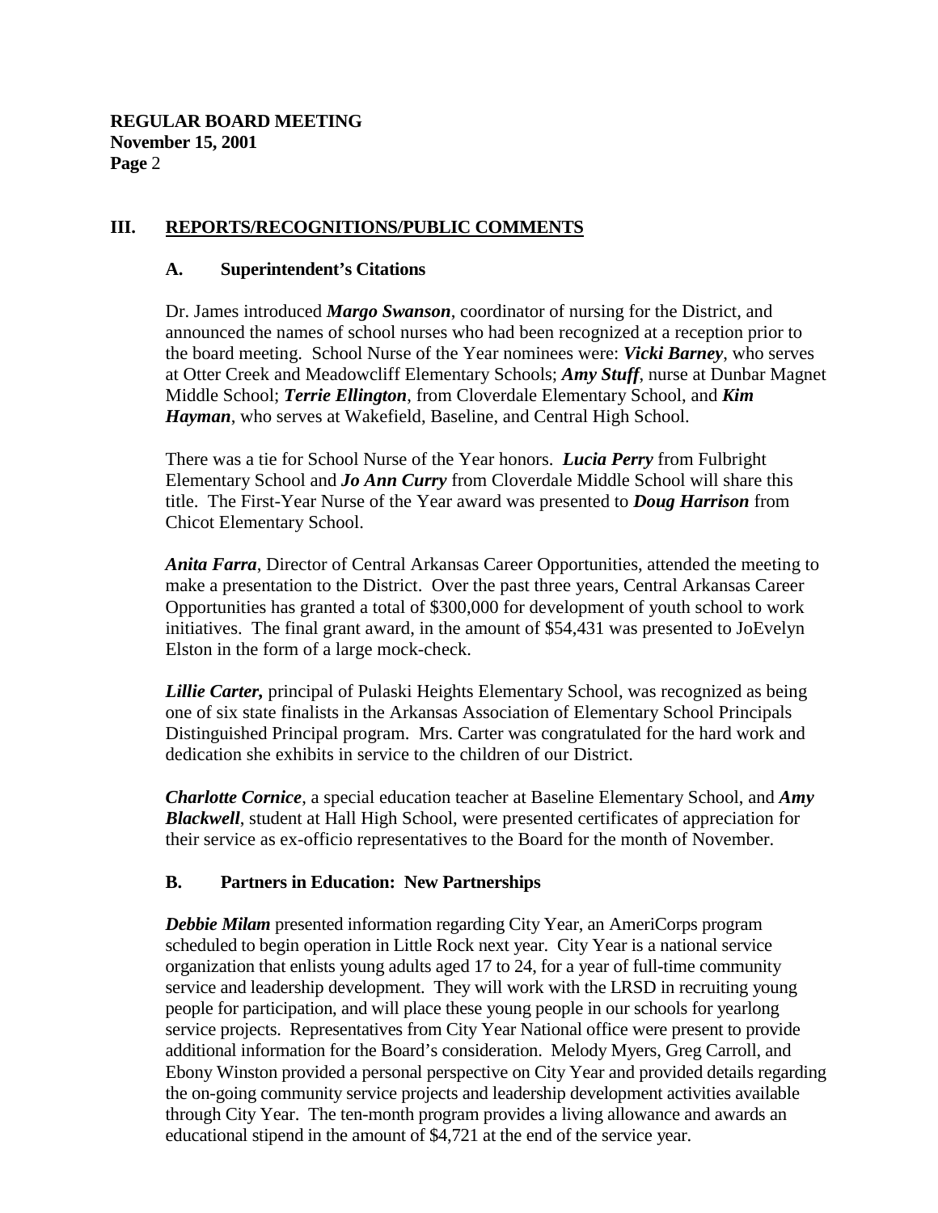## III. REPORTS/RECOGNITIONS/PUBLIC COMMENTS

### A. Superintendent's Citations

Dr. James introduced ***Margo Swanson***, coordinator of nursing for the District, and announced the names of school nurses who had been recognized at a reception prior to the board meeting. School Nurse of the Year nominees were: ***Vicki Barney***, who serves at Otter Creek and Meadowcliff Elementary Schools; ***Amy Stuff***, nurse at Dunbar Magnet Middle School; ***Terrie Ellington***, from Cloverdale Elementary School, and ***Kim Hayman***, who serves at Wakefield, Baseline, and Central High School.

There was a tie for School Nurse of the Year honors. ***Lucia Perry*** from Fulbright Elementary School and ***Jo Ann Curry*** from Cloverdale Middle School will share this title. The First-Year Nurse of the Year award was presented to ***Doug Harrison*** from Chicot Elementary School.

***Anita Farra***, Director of Central Arkansas Career Opportunities, attended the meeting to make a presentation to the District. Over the past three years, Central Arkansas Career Opportunities has granted a total of $300,000 for development of youth school to work initiatives. The final grant award, in the amount of $54,431 was presented to JoEvelyn Elston in the form of a large mock-check.

***Lillie Carter,*** principal of Pulaski Heights Elementary School, was recognized as being one of six state finalists in the Arkansas Association of Elementary School Principals Distinguished Principal program. Mrs. Carter was congratulated for the hard work and dedication she exhibits in service to the children of our District.

***Charlotte Cornice***, a special education teacher at Baseline Elementary School, and ***Amy Blackwell***, student at Hall High School, were presented certificates of appreciation for their service as ex-officio representatives to the Board for the month of November.

### B. Partners in Education: New Partnerships

***Debbie Milam*** presented information regarding City Year, an AmeriCorps program scheduled to begin operation in Little Rock next year. City Year is a national service organization that enlists young adults aged 17 to 24, for a year of full-time community service and leadership development. They will work with the LRSD in recruiting young people for participation, and will place these young people in our schools for yearlong service projects. Representatives from City Year National office were present to provide additional information for the Board's consideration. Melody Myers, Greg Carroll, and Ebony Winston provided a personal perspective on City Year and provided details regarding the on-going community service projects and leadership development activities available through City Year. The ten-month program provides a living allowance and awards an educational stipend in the amount of $4,721 at the end of the service year.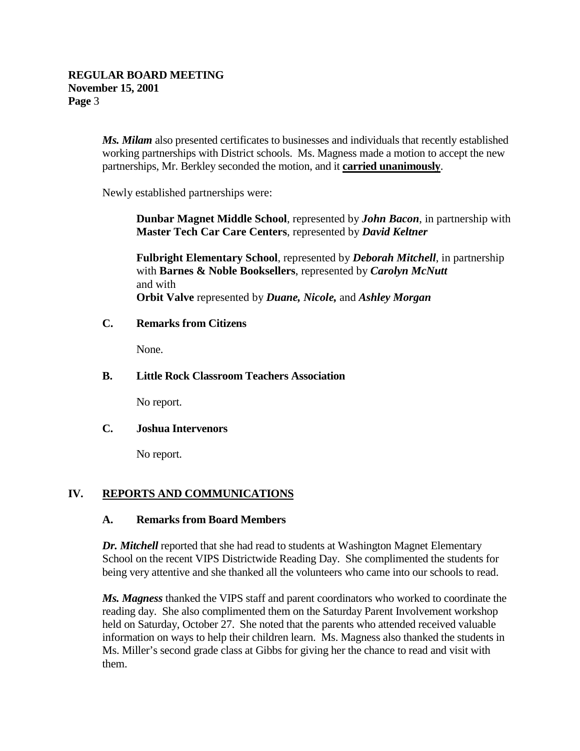***Ms. Milam*** also presented certificates to businesses and individuals that recently established working partnerships with District schools. Ms. Magness made a motion to accept the new partnerships, Mr. Berkley seconded the motion, and it **carried unanimously**.

Newly established partnerships were:

> **Dunbar Magnet Middle School**, represented by ***John Bacon***, in partnership with **Master Tech Car Care Centers**, represented by ***David Keltner***
>
> **Fulbright Elementary School**, represented by ***Deborah Mitchell***, in partnership with **Barnes & Noble Booksellers**, represented by ***Carolyn McNutt***
> and with
> **Orbit Valve** represented by ***Duane, Nicole,*** and ***Ashley Morgan***

### C. Remarks from Citizens

None.

### B. Little Rock Classroom Teachers Association

No report.

### C. Joshua Intervenors

No report.

## IV. REPORTS AND COMMUNICATIONS

### A. Remarks from Board Members

***Dr. Mitchell*** reported that she had read to students at Washington Magnet Elementary School on the recent VIPS Districtwide Reading Day. She complimented the students for being very attentive and she thanked all the volunteers who came into our schools to read.

***Ms. Magness*** thanked the VIPS staff and parent coordinators who worked to coordinate the reading day. She also complimented them on the Saturday Parent Involvement workshop held on Saturday, October 27. She noted that the parents who attended received valuable information on ways to help their children learn. Ms. Magness also thanked the students in Ms. Miller's second grade class at Gibbs for giving her the chance to read and visit with them.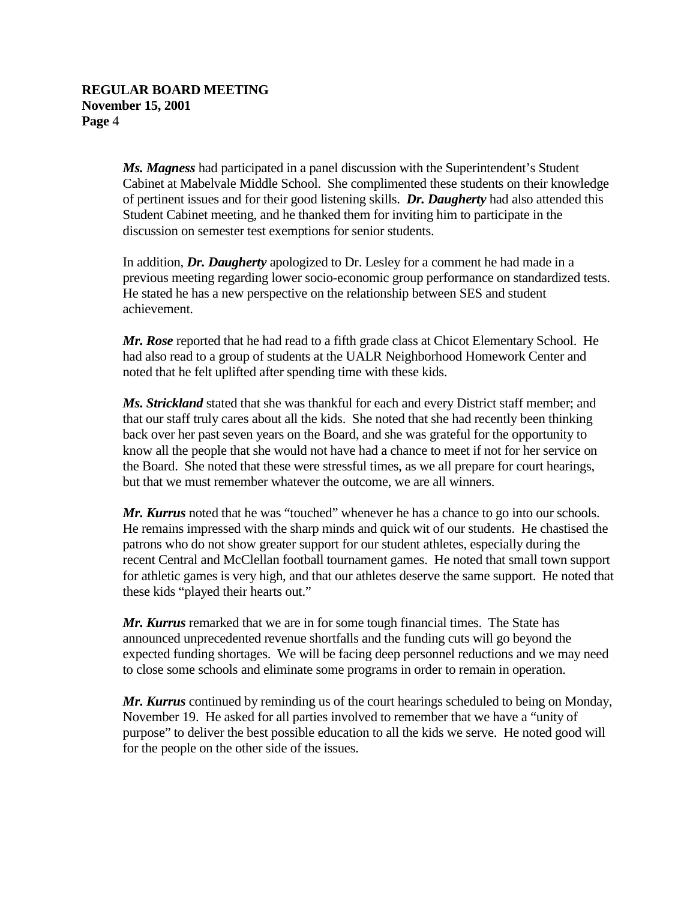***Ms. Magness*** had participated in a panel discussion with the Superintendent's Student Cabinet at Mabelvale Middle School. She complimented these students on their knowledge of pertinent issues and for their good listening skills. ***Dr. Daugherty*** had also attended this Student Cabinet meeting, and he thanked them for inviting him to participate in the discussion on semester test exemptions for senior students.

In addition, ***Dr. Daugherty*** apologized to Dr. Lesley for a comment he had made in a previous meeting regarding lower socio-economic group performance on standardized tests. He stated he has a new perspective on the relationship between SES and student achievement.

***Mr. Rose*** reported that he had read to a fifth grade class at Chicot Elementary School. He had also read to a group of students at the UALR Neighborhood Homework Center and noted that he felt uplifted after spending time with these kids.

***Ms. Strickland*** stated that she was thankful for each and every District staff member; and that our staff truly cares about all the kids. She noted that she had recently been thinking back over her past seven years on the Board, and she was grateful for the opportunity to know all the people that she would not have had a chance to meet if not for her service on the Board. She noted that these were stressful times, as we all prepare for court hearings, but that we must remember whatever the outcome, we are all winners.

***Mr. Kurrus*** noted that he was "touched" whenever he has a chance to go into our schools. He remains impressed with the sharp minds and quick wit of our students. He chastised the patrons who do not show greater support for our student athletes, especially during the recent Central and McClellan football tournament games. He noted that small town support for athletic games is very high, and that our athletes deserve the same support. He noted that these kids "played their hearts out."

***Mr. Kurrus*** remarked that we are in for some tough financial times. The State has announced unprecedented revenue shortfalls and the funding cuts will go beyond the expected funding shortages. We will be facing deep personnel reductions and we may need to close some schools and eliminate some programs in order to remain in operation.

***Mr. Kurrus*** continued by reminding us of the court hearings scheduled to being on Monday, November 19. He asked for all parties involved to remember that we have a "unity of purpose" to deliver the best possible education to all the kids we serve. He noted good will for the people on the other side of the issues.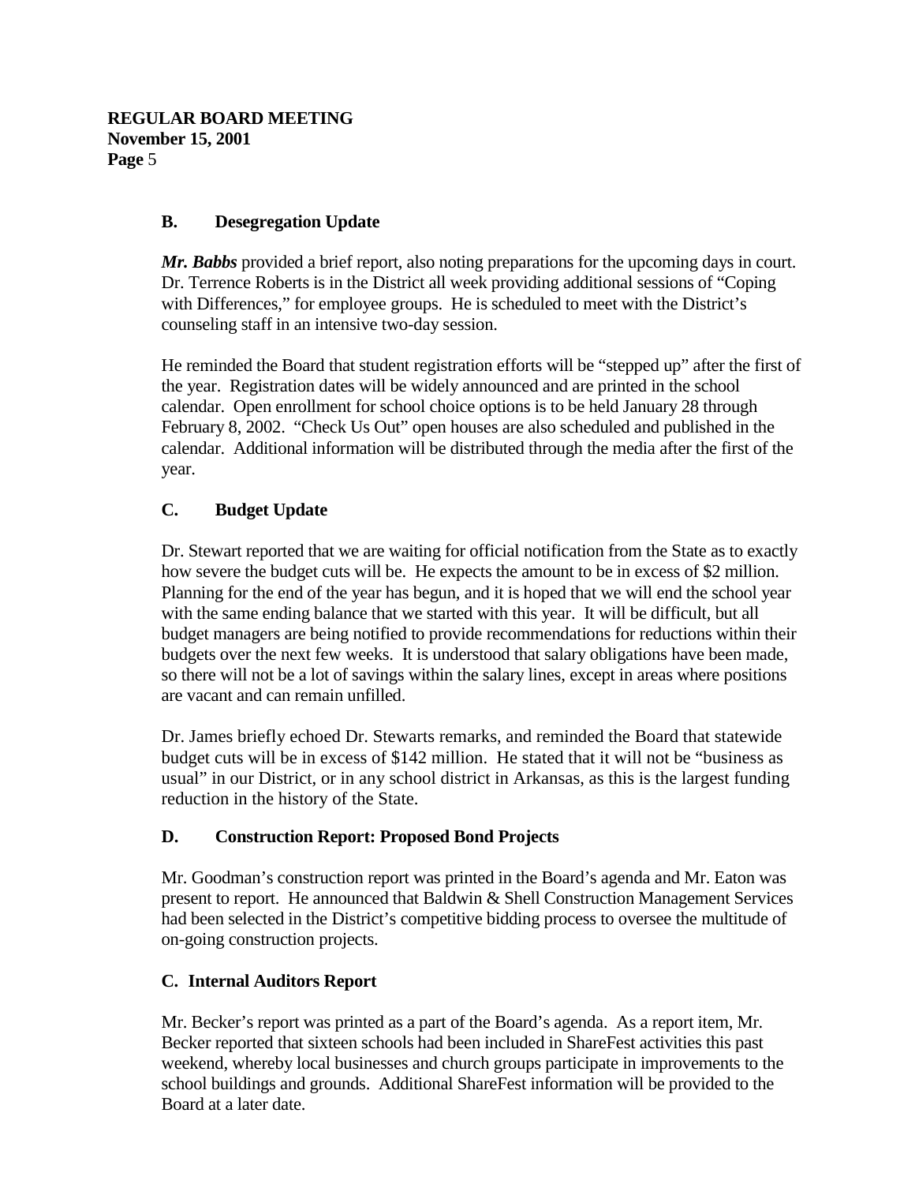### B. Desegregation Update

***Mr. Babbs*** provided a brief report, also noting preparations for the upcoming days in court. Dr. Terrence Roberts is in the District all week providing additional sessions of "Coping with Differences," for employee groups. He is scheduled to meet with the District's counseling staff in an intensive two-day session.

He reminded the Board that student registration efforts will be "stepped up" after the first of the year. Registration dates will be widely announced and are printed in the school calendar. Open enrollment for school choice options is to be held January 28 through February 8, 2002. "Check Us Out" open houses are also scheduled and published in the calendar. Additional information will be distributed through the media after the first of the year.

### C. Budget Update

Dr. Stewart reported that we are waiting for official notification from the State as to exactly how severe the budget cuts will be. He expects the amount to be in excess of $2 million. Planning for the end of the year has begun, and it is hoped that we will end the school year with the same ending balance that we started with this year. It will be difficult, but all budget managers are being notified to provide recommendations for reductions within their budgets over the next few weeks. It is understood that salary obligations have been made, so there will not be a lot of savings within the salary lines, except in areas where positions are vacant and can remain unfilled.

Dr. James briefly echoed Dr. Stewarts remarks, and reminded the Board that statewide budget cuts will be in excess of $142 million. He stated that it will not be "business as usual" in our District, or in any school district in Arkansas, as this is the largest funding reduction in the history of the State.

### D. Construction Report: Proposed Bond Projects

Mr. Goodman's construction report was printed in the Board's agenda and Mr. Eaton was present to report. He announced that Baldwin & Shell Construction Management Services had been selected in the District's competitive bidding process to oversee the multitude of on-going construction projects.

### C. Internal Auditors Report

Mr. Becker's report was printed as a part of the Board's agenda. As a report item, Mr. Becker reported that sixteen schools had been included in ShareFest activities this past weekend, whereby local businesses and church groups participate in improvements to the school buildings and grounds. Additional ShareFest information will be provided to the Board at a later date.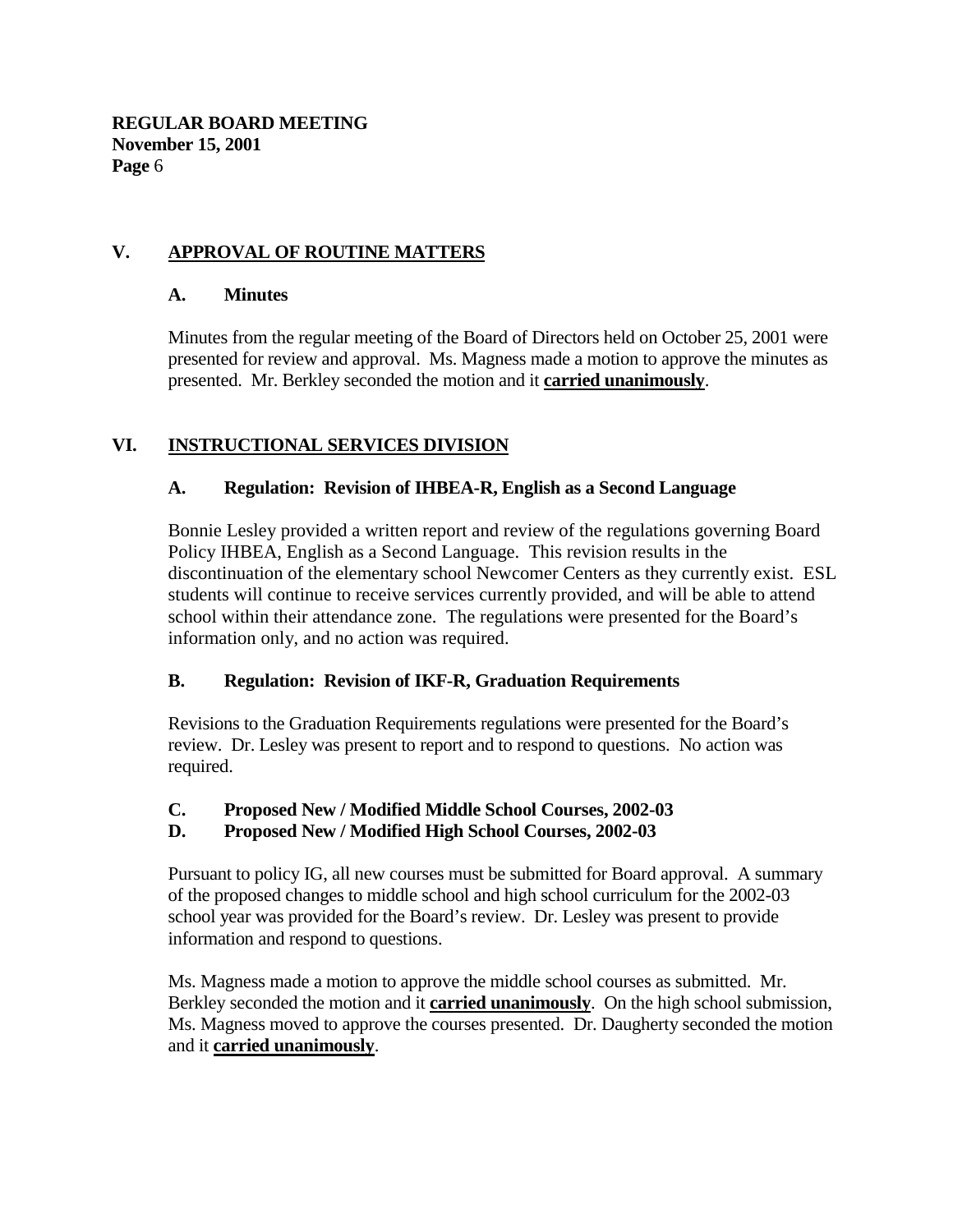## V. APPROVAL OF ROUTINE MATTERS

### A. Minutes

Minutes from the regular meeting of the Board of Directors held on October 25, 2001 were presented for review and approval. Ms. Magness made a motion to approve the minutes as presented. Mr. Berkley seconded the motion and it **carried unanimously**.

## VI. INSTRUCTIONAL SERVICES DIVISION

### A. Regulation: Revision of IHBEA-R, English as a Second Language

Bonnie Lesley provided a written report and review of the regulations governing Board Policy IHBEA, English as a Second Language. This revision results in the discontinuation of the elementary school Newcomer Centers as they currently exist. ESL students will continue to receive services currently provided, and will be able to attend school within their attendance zone. The regulations were presented for the Board's information only, and no action was required.

### B. Regulation: Revision of IKF-R, Graduation Requirements

Revisions to the Graduation Requirements regulations were presented for the Board's review. Dr. Lesley was present to report and to respond to questions. No action was required.

### C. Proposed New / Modified Middle School Courses, 2002-03
### D. Proposed New / Modified High School Courses, 2002-03

Pursuant to policy IG, all new courses must be submitted for Board approval. A summary of the proposed changes to middle school and high school curriculum for the 2002-03 school year was provided for the Board's review. Dr. Lesley was present to provide information and respond to questions.

Ms. Magness made a motion to approve the middle school courses as submitted. Mr. Berkley seconded the motion and it **carried unanimously**. On the high school submission, Ms. Magness moved to approve the courses presented. Dr. Daugherty seconded the motion and it **carried unanimously**.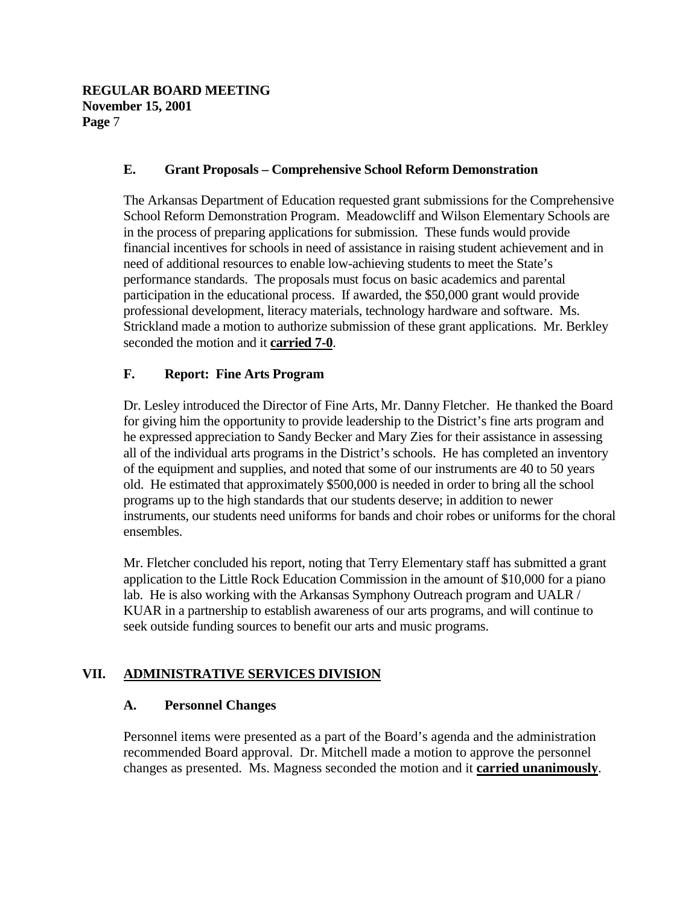### E. Grant Proposals – Comprehensive School Reform Demonstration

The Arkansas Department of Education requested grant submissions for the Comprehensive School Reform Demonstration Program. Meadowcliff and Wilson Elementary Schools are in the process of preparing applications for submission. These funds would provide financial incentives for schools in need of assistance in raising student achievement and in need of additional resources to enable low-achieving students to meet the State's performance standards. The proposals must focus on basic academics and parental participation in the educational process. If awarded, the $50,000 grant would provide professional development, literacy materials, technology hardware and software. Ms. Strickland made a motion to authorize submission of these grant applications. Mr. Berkley seconded the motion and it **carried 7-0**.

### F. Report: Fine Arts Program

Dr. Lesley introduced the Director of Fine Arts, Mr. Danny Fletcher. He thanked the Board for giving him the opportunity to provide leadership to the District's fine arts program and he expressed appreciation to Sandy Becker and Mary Zies for their assistance in assessing all of the individual arts programs in the District's schools. He has completed an inventory of the equipment and supplies, and noted that some of our instruments are 40 to 50 years old. He estimated that approximately $500,000 is needed in order to bring all the school programs up to the high standards that our students deserve; in addition to newer instruments, our students need uniforms for bands and choir robes or uniforms for the choral ensembles.

Mr. Fletcher concluded his report, noting that Terry Elementary staff has submitted a grant application to the Little Rock Education Commission in the amount of $10,000 for a piano lab. He is also working with the Arkansas Symphony Outreach program and UALR / KUAR in a partnership to establish awareness of our arts programs, and will continue to seek outside funding sources to benefit our arts and music programs.

## VII. ADMINISTRATIVE SERVICES DIVISION

### A. Personnel Changes

Personnel items were presented as a part of the Board's agenda and the administration recommended Board approval. Dr. Mitchell made a motion to approve the personnel changes as presented. Ms. Magness seconded the motion and it **carried unanimously**.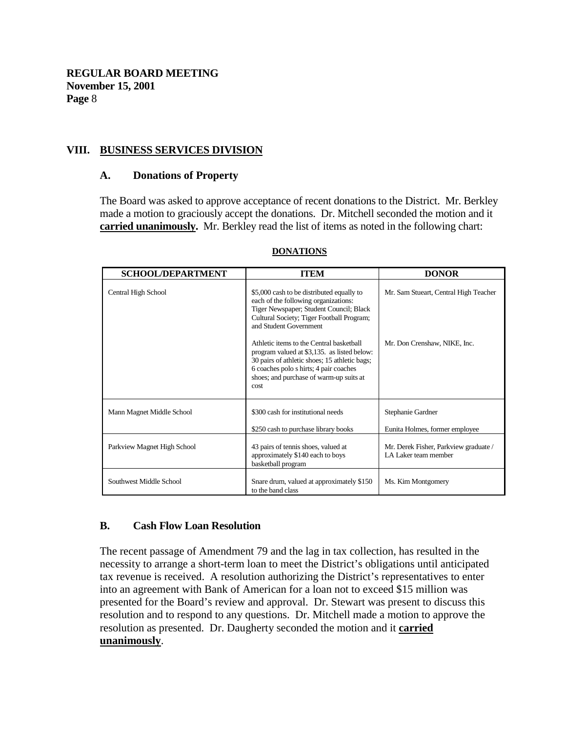## VIII. BUSINESS SERVICES DIVISION

### A. Donations of Property

The Board was asked to approve acceptance of recent donations to the District. Mr. Berkley made a motion to graciously accept the donations. Dr. Mitchell seconded the motion and it **carried unanimously.** Mr. Berkley read the list of items as noted in the following chart:

**DONATIONS**

| SCHOOL/DEPARTMENT | ITEM | DONOR |
|---|---|---|
| Central High School | $5,000 cash to be distributed equally to each of the following organizations: Tiger Newspaper; Student Council; Black Cultural Society; Tiger Football Program; and Student Government | Mr. Sam Stueart, Central High Teacher |
| | Athletic items to the Central basketball program valued at $3,135. as listed below: 30 pairs of athletic shoes; 15 athletic bags; 6 coaches polo s hirts; 4 pair coaches shoes; and purchase of warm-up suits at cost | Mr. Don Crenshaw, NIKE, Inc. |
| Mann Magnet Middle School | $300 cash for institutional needs | Stephanie Gardner |
| | $250 cash to purchase library books | Eunita Holmes, former employee |
| Parkview Magnet High School | 43 pairs of tennis shoes, valued at approximately $140 each to boys basketball program | Mr. Derek Fisher, Parkview graduate / LA Laker team member |
| Southwest Middle School | Snare drum, valued at approximately $150 to the band class | Ms. Kim Montgomery |

### B. Cash Flow Loan Resolution

The recent passage of Amendment 79 and the lag in tax collection, has resulted in the necessity to arrange a short-term loan to meet the District's obligations until anticipated tax revenue is received. A resolution authorizing the District's representatives to enter into an agreement with Bank of American for a loan not to exceed $15 million was presented for the Board's review and approval. Dr. Stewart was present to discuss this resolution and to respond to any questions. Dr. Mitchell made a motion to approve the resolution as presented. Dr. Daugherty seconded the motion and it **carried unanimously**.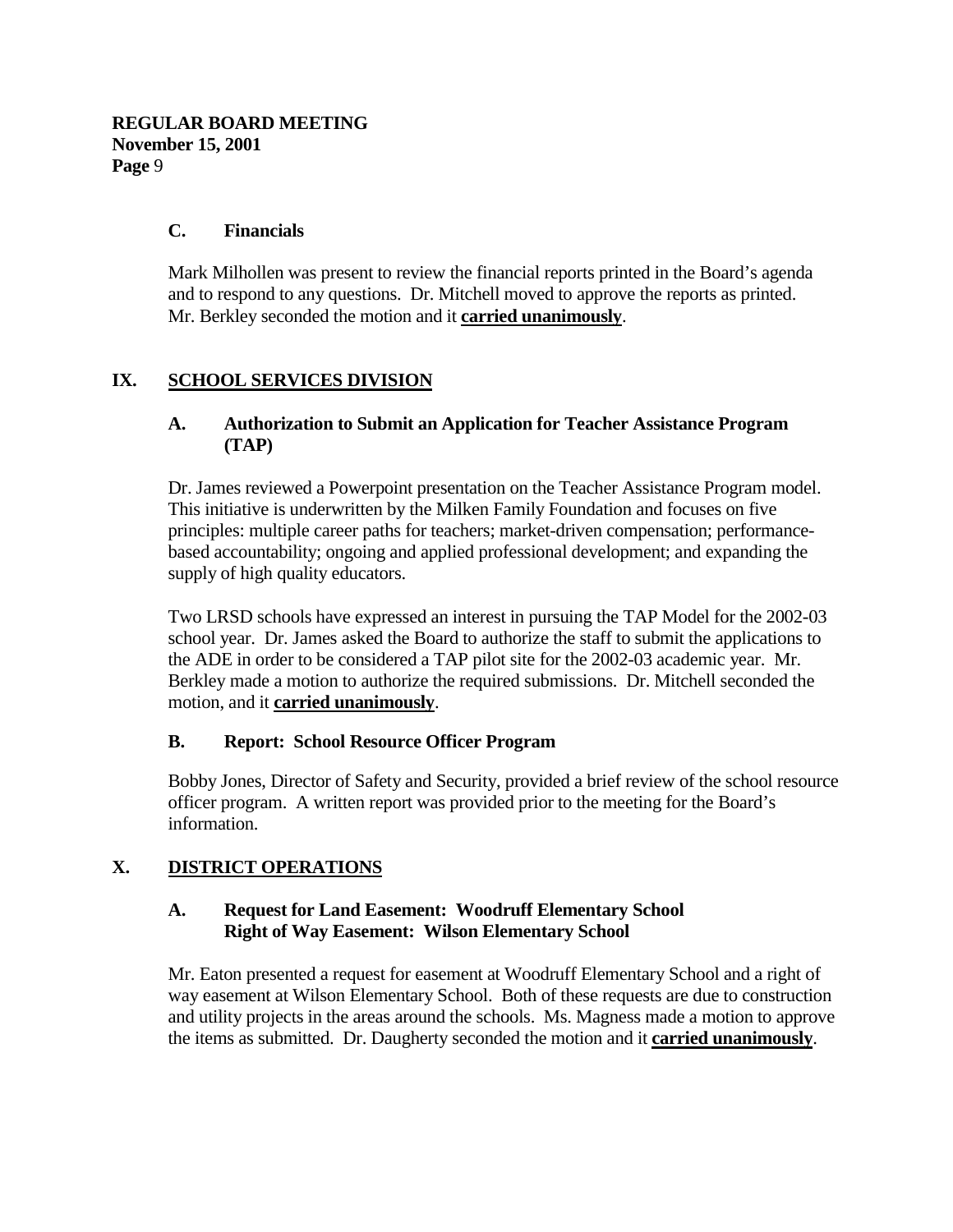### C. Financials

Mark Milhollen was present to review the financial reports printed in the Board's agenda and to respond to any questions. Dr. Mitchell moved to approve the reports as printed. Mr. Berkley seconded the motion and it **carried unanimously**.

## IX. SCHOOL SERVICES DIVISION

### A. Authorization to Submit an Application for Teacher Assistance Program (TAP)

Dr. James reviewed a Powerpoint presentation on the Teacher Assistance Program model. This initiative is underwritten by the Milken Family Foundation and focuses on five principles: multiple career paths for teachers; market-driven compensation; performance-based accountability; ongoing and applied professional development; and expanding the supply of high quality educators.

Two LRSD schools have expressed an interest in pursuing the TAP Model for the 2002-03 school year. Dr. James asked the Board to authorize the staff to submit the applications to the ADE in order to be considered a TAP pilot site for the 2002-03 academic year. Mr. Berkley made a motion to authorize the required submissions. Dr. Mitchell seconded the motion, and it **carried unanimously**.

### B. Report: School Resource Officer Program

Bobby Jones, Director of Safety and Security, provided a brief review of the school resource officer program. A written report was provided prior to the meeting for the Board's information.

## X. DISTRICT OPERATIONS

### A. Request for Land Easement: Woodruff Elementary School Right of Way Easement: Wilson Elementary School

Mr. Eaton presented a request for easement at Woodruff Elementary School and a right of way easement at Wilson Elementary School. Both of these requests are due to construction and utility projects in the areas around the schools. Ms. Magness made a motion to approve the items as submitted. Dr. Daugherty seconded the motion and it **carried unanimously**.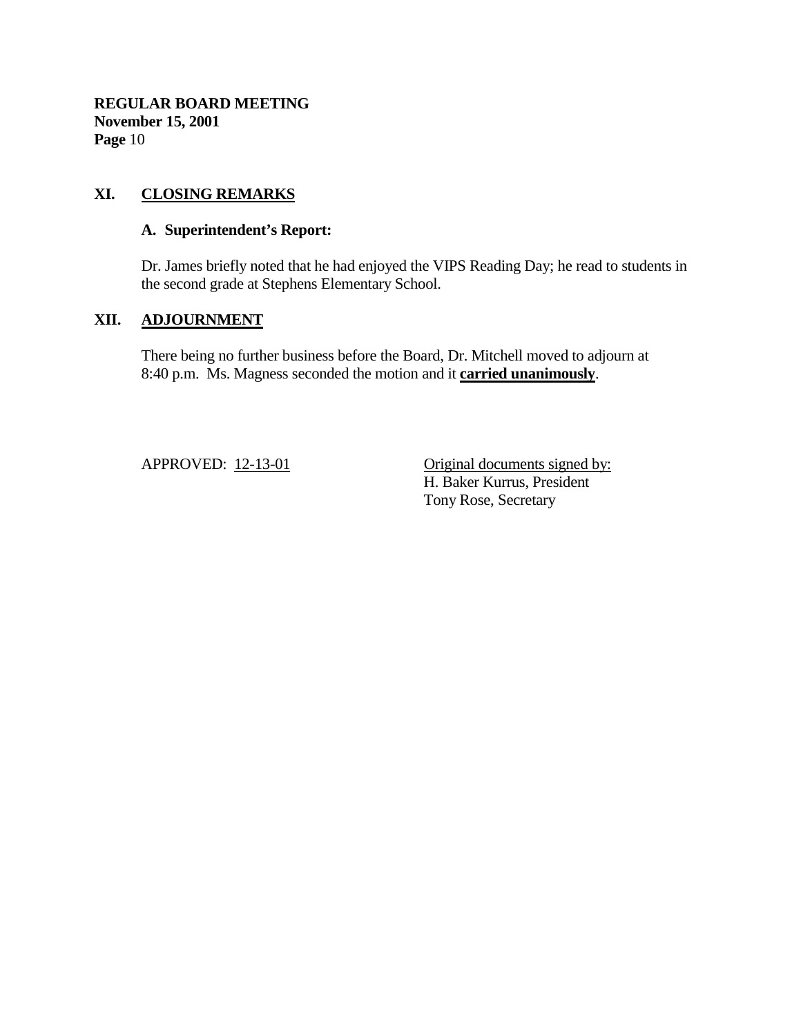## XI. CLOSING REMARKS

### A. Superintendent's Report:

Dr. James briefly noted that he had enjoyed the VIPS Reading Day; he read to students in the second grade at Stephens Elementary School.

## XII. ADJOURNMENT

There being no further business before the Board, Dr. Mitchell moved to adjourn at 8:40 p.m. Ms. Magness seconded the motion and it **carried unanimously**.

APPROVED: 12-13-01

Original documents signed by:
H. Baker Kurrus, President
Tony Rose, Secretary